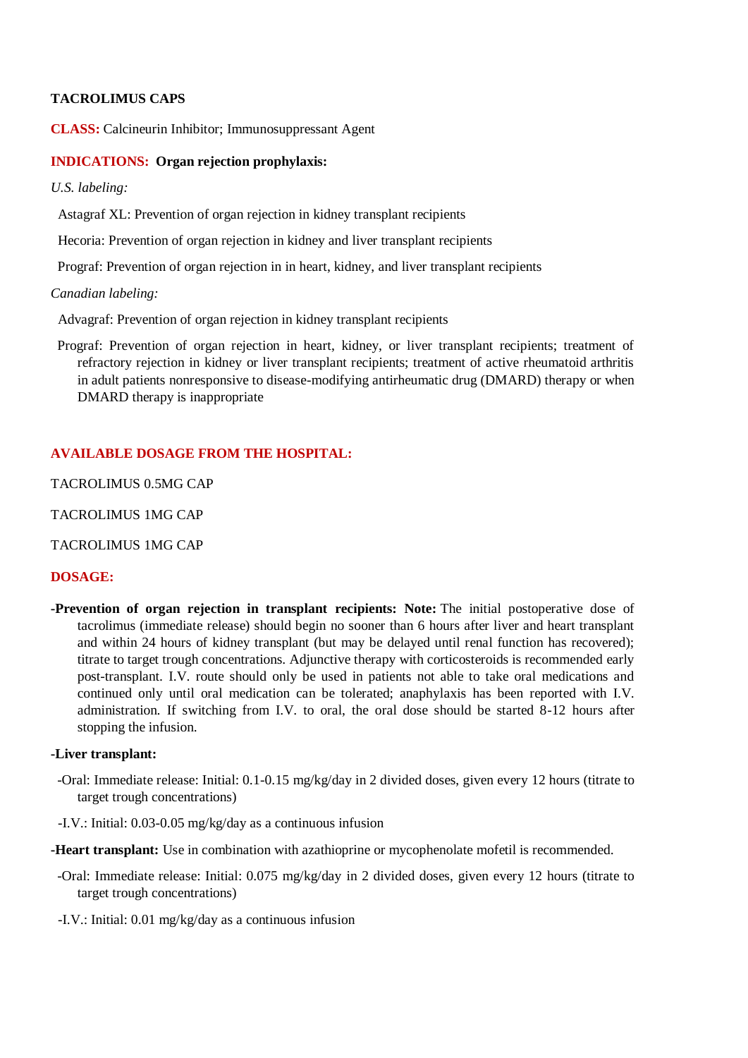**TACROLIMUS CAPS**

**CLASS:** Calcineurin Inhibitor; Immunosuppressant Agent

**INDICATIONS: Organ rejection prophylaxis:**

*U.S. labeling:*

Astagraf XL: Prevention of organ rejection in kidney transplant recipients

Hecoria: Prevention of organ rejection in kidney and liver transplant recipients

Prograf: Prevention of organ rejection in in heart, kidney, and liver transplant recipients

*Canadian labeling:*

Advagraf: Prevention of organ rejection in kidney transplant recipients

Prograf: Prevention of organ rejection in heart, kidney, or liver transplant recipients; treatment of refractory rejection in kidney or liver transplant recipients; treatment of active rheumatoid arthritis in adult patients nonresponsive to disease-modifying antirheumatic drug (DMARD) therapy or when DMARD therapy is inappropriate

**AVAILABLE DOSAGE FROM THE HOSPITAL:**

TACROLIMUS 0.5MG CAP

TACROLIMUS 1MG CAP

TACROLIMUS 1MG CAP

**DOSAGE:**

**-Prevention of organ rejection in transplant recipients: Note:** The initial postoperative dose of tacrolimus (immediate release) should begin no sooner than 6 hours after liver and heart transplant and within 24 hours of kidney transplant (but may be delayed until renal function has recovered); titrate to target trough concentrations. Adjunctive therapy with corticosteroids is recommended early post-transplant. I.V. route should only be used in patients not able to take oral medications and continued only until oral medication can be tolerated; anaphylaxis has been reported with I.V. administration. If switching from I.V. to oral, the oral dose should be started 8-12 hours after stopping the infusion.

**-Liver transplant:**

-Oral: Immediate release: Initial: 0.1-0.15 mg/kg/day in 2 divided doses, given every 12 hours (titrate to target trough concentrations)

-I.V.: Initial: 0.03-0.05 mg/kg/day as a continuous infusion

**-Heart transplant:** Use in combination with azathioprine or mycophenolate mofetil is recommended.

-Oral: Immediate release: Initial: 0.075 mg/kg/day in 2 divided doses, given every 12 hours (titrate to target trough concentrations)

-I.V.: Initial: 0.01 mg/kg/day as a continuous infusion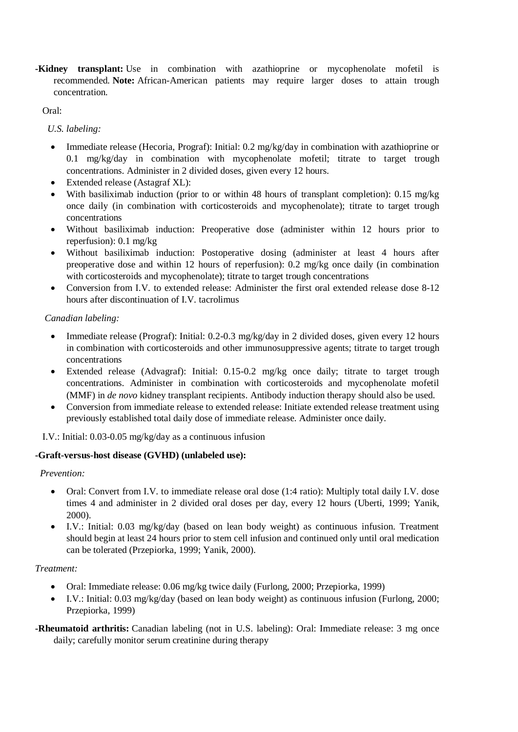**-Kidney transplant:** Use in combination with azathioprine or mycophenolate mofetil is recommended. **Note:** African-American patients may require larger doses to attain trough concentration.

Oral:

*U.S. labeling:*

- Immediate release (Hecoria, Prograf): Initial: 0.2 mg/kg/day in combination with azathioprine or 0.1 mg/kg/day in combination with mycophenolate mofetil; titrate to target trough concentrations. Administer in 2 divided doses, given every 12 hours.
- Extended release (Astagraf XL):
- With basiliximab induction (prior to or within 48 hours of transplant completion): 0.15 mg/kg once daily (in combination with corticosteroids and mycophenolate); titrate to target trough concentrations
- Without basiliximab induction: Preoperative dose (administer within 12 hours prior to reperfusion): 0.1 mg/kg
- Without basiliximab induction: Postoperative dosing (administer at least 4 hours after preoperative dose and within 12 hours of reperfusion): 0.2 mg/kg once daily (in combination with corticosteroids and mycophenolate); titrate to target trough concentrations
- Conversion from I.V. to extended release: Administer the first oral extended release dose 8-12 hours after discontinuation of I.V. tacrolimus

*Canadian labeling:*

- Immediate release (Prograf): Initial: 0.2-0.3 mg/kg/day in 2 divided doses, given every 12 hours in combination with corticosteroids and other immunosuppressive agents; titrate to target trough concentrations
- Extended release (Advagraf): Initial: 0.15-0.2 mg/kg once daily; titrate to target trough concentrations. Administer in combination with corticosteroids and mycophenolate mofetil (MMF) in *de novo* kidney transplant recipients. Antibody induction therapy should also be used.
- Conversion from immediate release to extended release: Initiate extended release treatment using previously established total daily dose of immediate release. Administer once daily.

I.V.: Initial: 0.03-0.05 mg/kg/day as a continuous infusion

**-Graft-versus-host disease (GVHD) (unlabeled use):**

*Prevention:*

- Oral: Convert from I.V. to immediate release oral dose (1:4 ratio): Multiply total daily I.V. dose times 4 and administer in 2 divided oral doses per day, every 12 hours (Uberti, 1999; Yanik, 2000).
- I.V.: Initial: 0.03 mg/kg/day (based on lean body weight) as continuous infusion. Treatment should begin at least 24 hours prior to stem cell infusion and continued only until oral medication can be tolerated (Przepiorka, 1999; Yanik, 2000).

*Treatment:*

- Oral: Immediate release: 0.06 mg/kg twice daily (Furlong, 2000; Przepiorka, 1999)
- I.V.: Initial: 0.03 mg/kg/day (based on lean body weight) as continuous infusion (Furlong, 2000; Przepiorka, 1999)

**-Rheumatoid arthritis:** Canadian labeling (not in U.S. labeling): Oral: Immediate release: 3 mg once daily; carefully monitor serum creatinine during therapy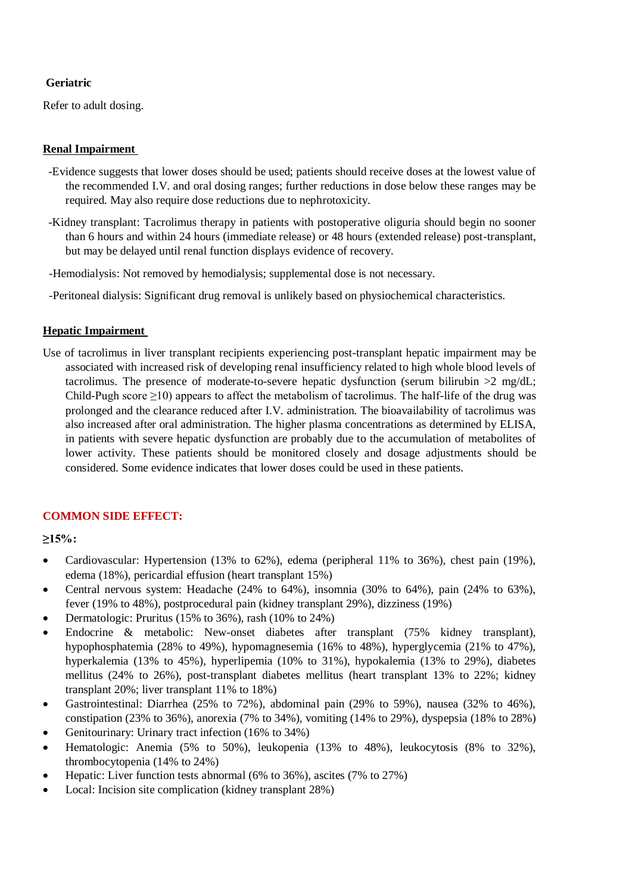**Geriatric**

Refer to adult dosing.

**Renal Impairment**

-Evidence suggests that lower doses should be used; patients should receive doses at the lowest value of the recommended I.V. and oral dosing ranges; further reductions in dose below these ranges may be required. May also require dose reductions due to nephrotoxicity.

-Kidney transplant: Tacrolimus therapy in patients with postoperative oliguria should begin no sooner than 6 hours and within 24 hours (immediate release) or 48 hours (extended release) post-transplant, but may be delayed until renal function displays evidence of recovery.

-Hemodialysis: Not removed by hemodialysis; supplemental dose is not necessary.

-Peritoneal dialysis: Significant drug removal is unlikely based on physiochemical characteristics.

**Hepatic Impairment**

Use of tacrolimus in liver transplant recipients experiencing post-transplant hepatic impairment may be associated with increased risk of developing renal insufficiency related to high whole blood levels of tacrolimus. The presence of moderate-to-severe hepatic dysfunction (serum bilirubin >2 mg/dL; Child-Pugh score ≥10) appears to affect the metabolism of tacrolimus. The half-life of the drug was prolonged and the clearance reduced after I.V. administration. The bioavailability of tacrolimus was also increased after oral administration. The higher plasma concentrations as determined by ELISA, in patients with severe hepatic dysfunction are probably due to the accumulation of metabolites of lower activity. These patients should be monitored closely and dosage adjustments should be considered. Some evidence indicates that lower doses could be used in these patients.

## COMMON SIDE EFFECT:

**≥15%:**

- Cardiovascular: Hypertension (13% to 62%), edema (peripheral 11% to 36%), chest pain (19%), edema (18%), pericardial effusion (heart transplant 15%)
- Central nervous system: Headache (24% to 64%), insomnia (30% to 64%), pain (24% to 63%), fever (19% to 48%), postprocedural pain (kidney transplant 29%), dizziness (19%)
- Dermatologic: Pruritus (15% to 36%), rash (10% to 24%)
- Endocrine & metabolic: New-onset diabetes after transplant (75% kidney transplant), hypophosphatemia (28% to 49%), hypomagnesemia (16% to 48%), hyperglycemia (21% to 47%), hyperkalemia (13% to 45%), hyperlipemia (10% to 31%), hypokalemia (13% to 29%), diabetes mellitus (24% to 26%), post-transplant diabetes mellitus (heart transplant 13% to 22%; kidney transplant 20%; liver transplant 11% to 18%)
- Gastrointestinal: Diarrhea (25% to 72%), abdominal pain (29% to 59%), nausea (32% to 46%), constipation (23% to 36%), anorexia (7% to 34%), vomiting (14% to 29%), dyspepsia (18% to 28%)
- Genitourinary: Urinary tract infection (16% to 34%)
- Hematologic: Anemia (5% to 50%), leukopenia (13% to 48%), leukocytosis (8% to 32%), thrombocytopenia (14% to 24%)
- Hepatic: Liver function tests abnormal (6% to 36%), ascites (7% to 27%)
- Local: Incision site complication (kidney transplant 28%)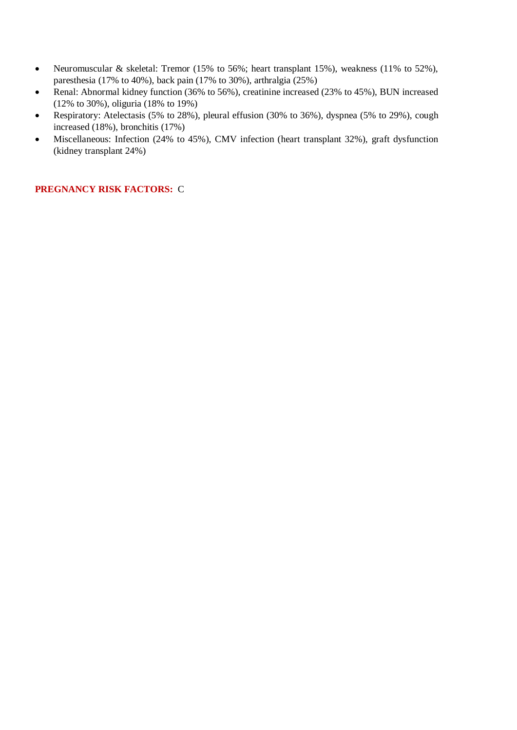- Neuromuscular & skeletal: Tremor (15% to 56%; heart transplant 15%), weakness (11% to 52%), paresthesia (17% to 40%), back pain (17% to 30%), arthralgia (25%)
- Renal: Abnormal kidney function (36% to 56%), creatinine increased (23% to 45%), BUN increased (12% to 30%), oliguria (18% to 19%)
- Respiratory: Atelectasis (5% to 28%), pleural effusion (30% to 36%), dyspnea (5% to 29%), cough increased (18%), bronchitis (17%)
- Miscellaneous: Infection (24% to 45%), CMV infection (heart transplant 32%), graft dysfunction (kidney transplant 24%)

**PREGNANCY RISK FACTORS:** C